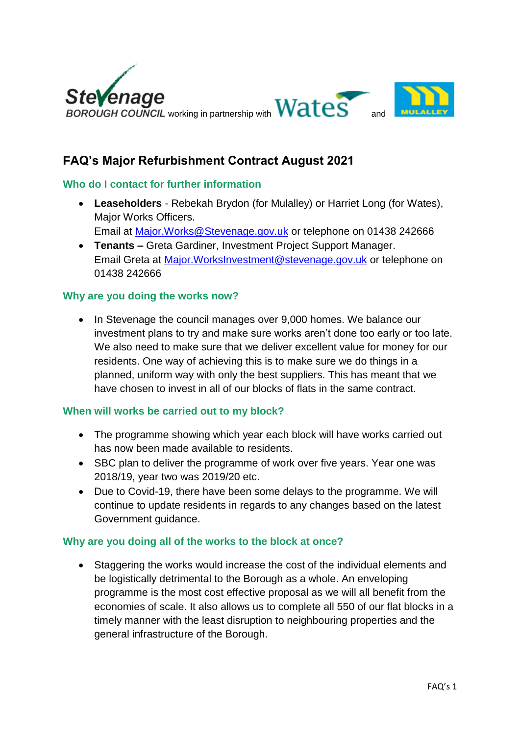Stevenage BOROUGH COUNCIL working in partnership with Wates and MULALLEY

# FAQ's Major Refurbishment Contract August 2021

## Who do I contact for further information

- **Leaseholders** - Rebekah Brydon (for Mulalley) or Harriet Long (for Wates), Major Works Officers.
  Email at Major.Works@Stevenage.gov.uk or telephone on 01438 242666
- **Tenants –** Greta Gardiner, Investment Project Support Manager.
  Email Greta at Major.WorksInvestment@stevenage.gov.uk or telephone on 01438 242666

## Why are you doing the works now?

- In Stevenage the council manages over 9,000 homes. We balance our investment plans to try and make sure works aren't done too early or too late. We also need to make sure that we deliver excellent value for money for our residents. One way of achieving this is to make sure we do things in a planned, uniform way with only the best suppliers. This has meant that we have chosen to invest in all of our blocks of flats in the same contract.

## When will works be carried out to my block?

- The programme showing which year each block will have works carried out has now been made available to residents.
- SBC plan to deliver the programme of work over five years. Year one was 2018/19, year two was 2019/20 etc.
- Due to Covid-19, there have been some delays to the programme. We will continue to update residents in regards to any changes based on the latest Government guidance.

## Why are you doing all of the works to the block at once?

- Staggering the works would increase the cost of the individual elements and be logistically detrimental to the Borough as a whole. An enveloping programme is the most cost effective proposal as we will all benefit from the economies of scale. It also allows us to complete all 550 of our flat blocks in a timely manner with the least disruption to neighbouring properties and the general infrastructure of the Borough.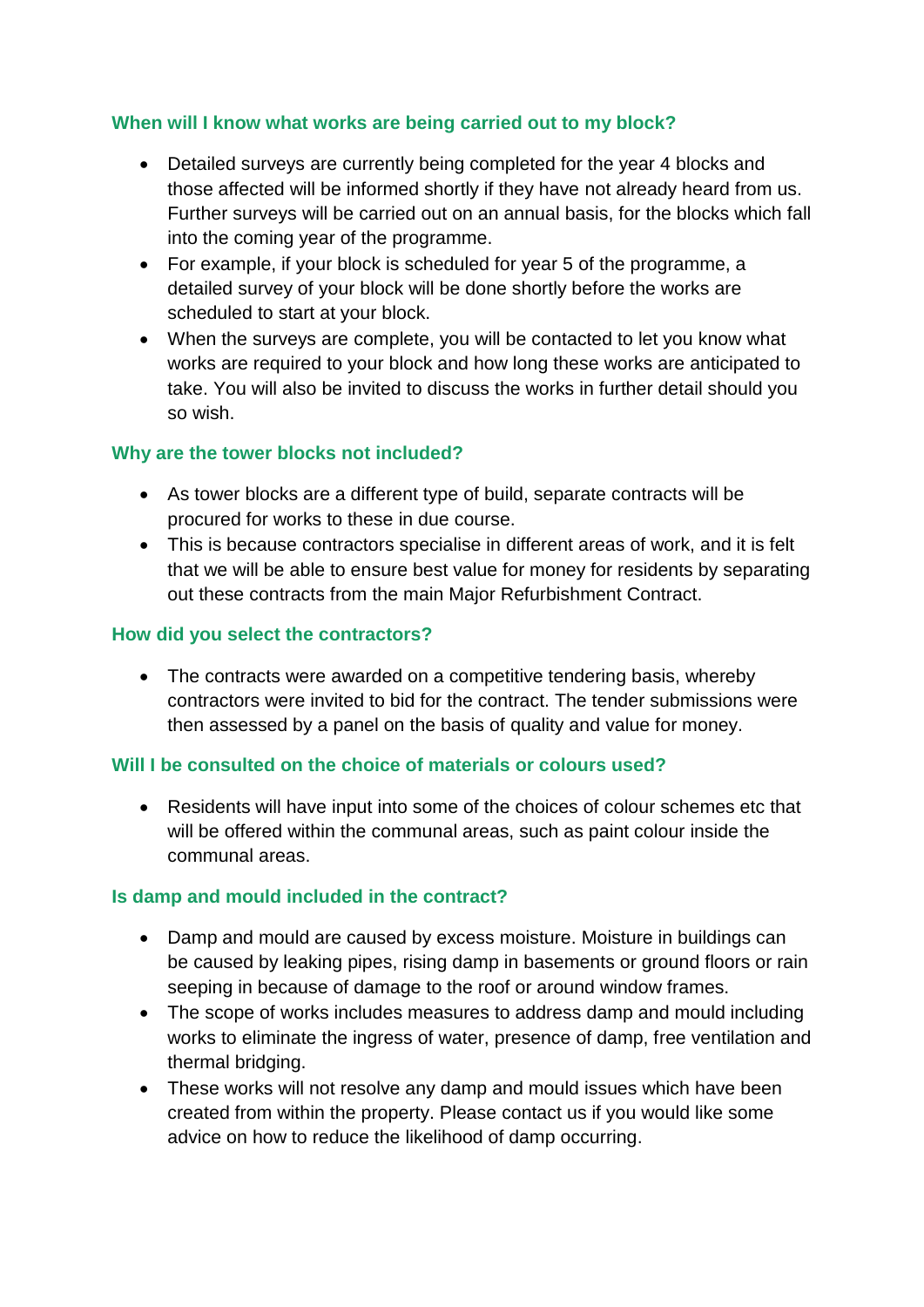### When will I know what works are being carried out to my block?

- Detailed surveys are currently being completed for the year 4 blocks and those affected will be informed shortly if they have not already heard from us. Further surveys will be carried out on an annual basis, for the blocks which fall into the coming year of the programme.
- For example, if your block is scheduled for year 5 of the programme, a detailed survey of your block will be done shortly before the works are scheduled to start at your block.
- When the surveys are complete, you will be contacted to let you know what works are required to your block and how long these works are anticipated to take. You will also be invited to discuss the works in further detail should you so wish.

### Why are the tower blocks not included?

- As tower blocks are a different type of build, separate contracts will be procured for works to these in due course.
- This is because contractors specialise in different areas of work, and it is felt that we will be able to ensure best value for money for residents by separating out these contracts from the main Major Refurbishment Contract.

### How did you select the contractors?

- The contracts were awarded on a competitive tendering basis, whereby contractors were invited to bid for the contract. The tender submissions were then assessed by a panel on the basis of quality and value for money.

### Will I be consulted on the choice of materials or colours used?

- Residents will have input into some of the choices of colour schemes etc that will be offered within the communal areas, such as paint colour inside the communal areas.

### Is damp and mould included in the contract?

- Damp and mould are caused by excess moisture. Moisture in buildings can be caused by leaking pipes, rising damp in basements or ground floors or rain seeping in because of damage to the roof or around window frames.
- The scope of works includes measures to address damp and mould including works to eliminate the ingress of water, presence of damp, free ventilation and thermal bridging.
- These works will not resolve any damp and mould issues which have been created from within the property. Please contact us if you would like some advice on how to reduce the likelihood of damp occurring.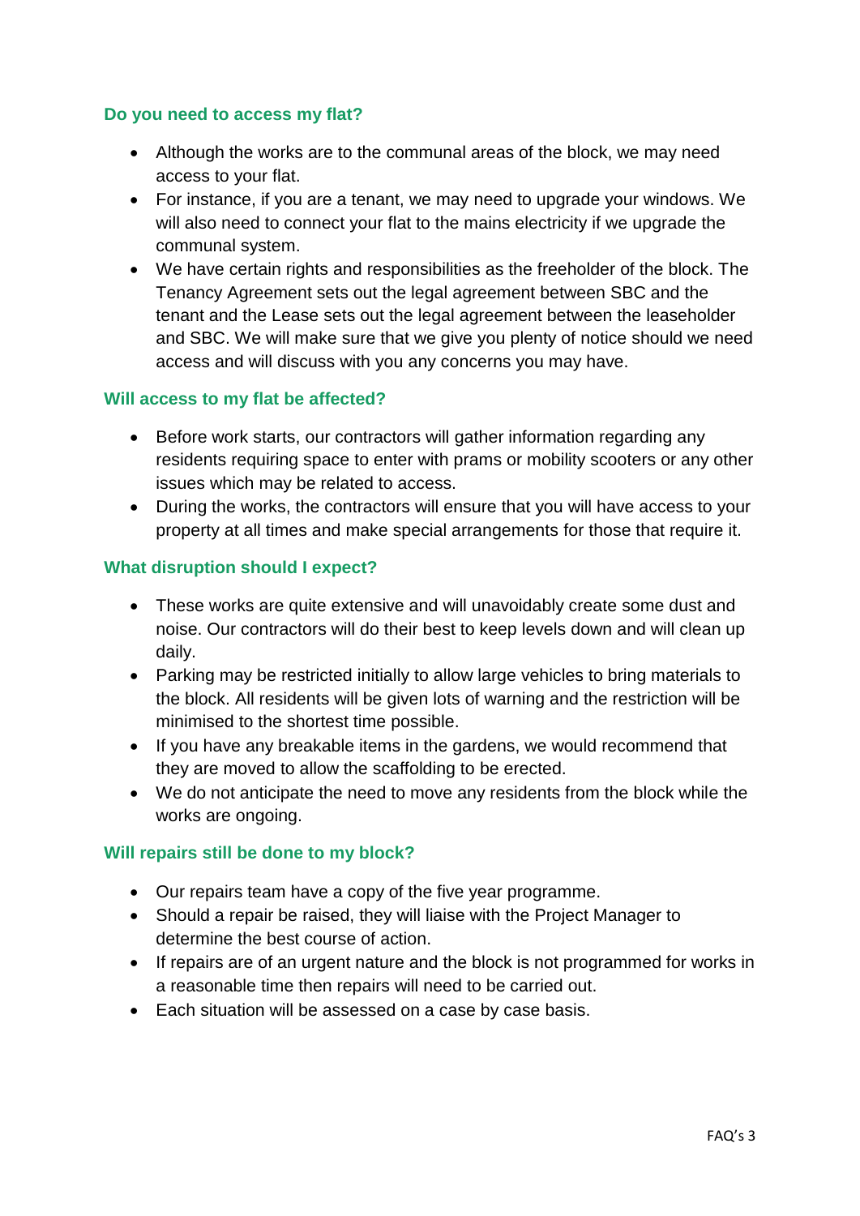### Do you need to access my flat?

- Although the works are to the communal areas of the block, we may need access to your flat.
- For instance, if you are a tenant, we may need to upgrade your windows. We will also need to connect your flat to the mains electricity if we upgrade the communal system.
- We have certain rights and responsibilities as the freeholder of the block. The Tenancy Agreement sets out the legal agreement between SBC and the tenant and the Lease sets out the legal agreement between the leaseholder and SBC. We will make sure that we give you plenty of notice should we need access and will discuss with you any concerns you may have.

### Will access to my flat be affected?

- Before work starts, our contractors will gather information regarding any residents requiring space to enter with prams or mobility scooters or any other issues which may be related to access.
- During the works, the contractors will ensure that you will have access to your property at all times and make special arrangements for those that require it.

### What disruption should I expect?

- These works are quite extensive and will unavoidably create some dust and noise. Our contractors will do their best to keep levels down and will clean up daily.
- Parking may be restricted initially to allow large vehicles to bring materials to the block. All residents will be given lots of warning and the restriction will be minimised to the shortest time possible.
- If you have any breakable items in the gardens, we would recommend that they are moved to allow the scaffolding to be erected.
- We do not anticipate the need to move any residents from the block while the works are ongoing.

### Will repairs still be done to my block?

- Our repairs team have a copy of the five year programme.
- Should a repair be raised, they will liaise with the Project Manager to determine the best course of action.
- If repairs are of an urgent nature and the block is not programmed for works in a reasonable time then repairs will need to be carried out.
- Each situation will be assessed on a case by case basis.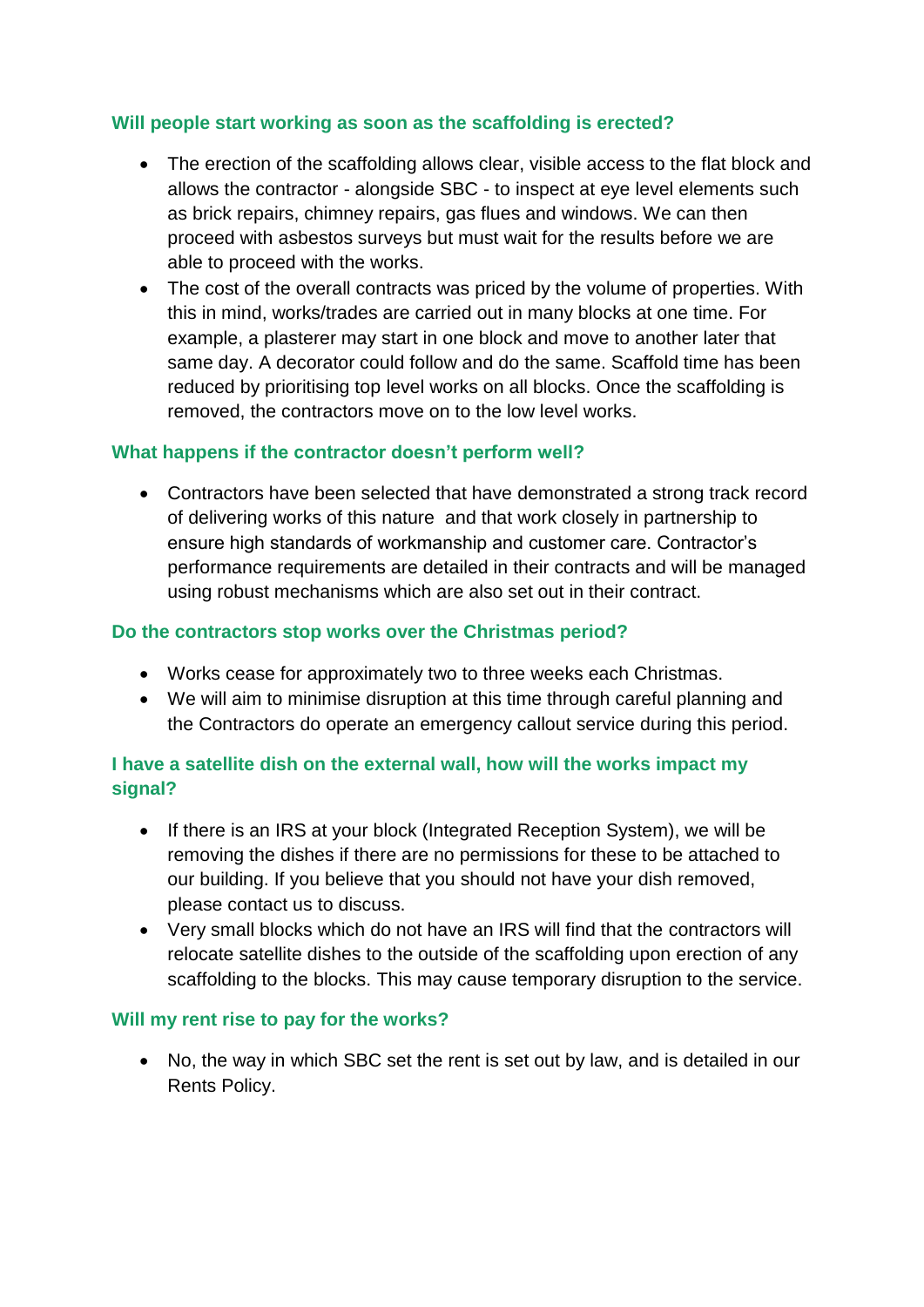### Will people start working as soon as the scaffolding is erected?

- The erection of the scaffolding allows clear, visible access to the flat block and allows the contractor - alongside SBC - to inspect at eye level elements such as brick repairs, chimney repairs, gas flues and windows. We can then proceed with asbestos surveys but must wait for the results before we are able to proceed with the works.
- The cost of the overall contracts was priced by the volume of properties. With this in mind, works/trades are carried out in many blocks at one time. For example, a plasterer may start in one block and move to another later that same day. A decorator could follow and do the same. Scaffold time has been reduced by prioritising top level works on all blocks. Once the scaffolding is removed, the contractors move on to the low level works.

### What happens if the contractor doesn't perform well?

- Contractors have been selected that have demonstrated a strong track record of delivering works of this nature and that work closely in partnership to ensure high standards of workmanship and customer care. Contractor's performance requirements are detailed in their contracts and will be managed using robust mechanisms which are also set out in their contract.

### Do the contractors stop works over the Christmas period?

- Works cease for approximately two to three weeks each Christmas.
- We will aim to minimise disruption at this time through careful planning and the Contractors do operate an emergency callout service during this period.

### I have a satellite dish on the external wall, how will the works impact my signal?

- If there is an IRS at your block (Integrated Reception System), we will be removing the dishes if there are no permissions for these to be attached to our building. If you believe that you should not have your dish removed, please contact us to discuss.
- Very small blocks which do not have an IRS will find that the contractors will relocate satellite dishes to the outside of the scaffolding upon erection of any scaffolding to the blocks. This may cause temporary disruption to the service.

### Will my rent rise to pay for the works?

- No, the way in which SBC set the rent is set out by law, and is detailed in our Rents Policy.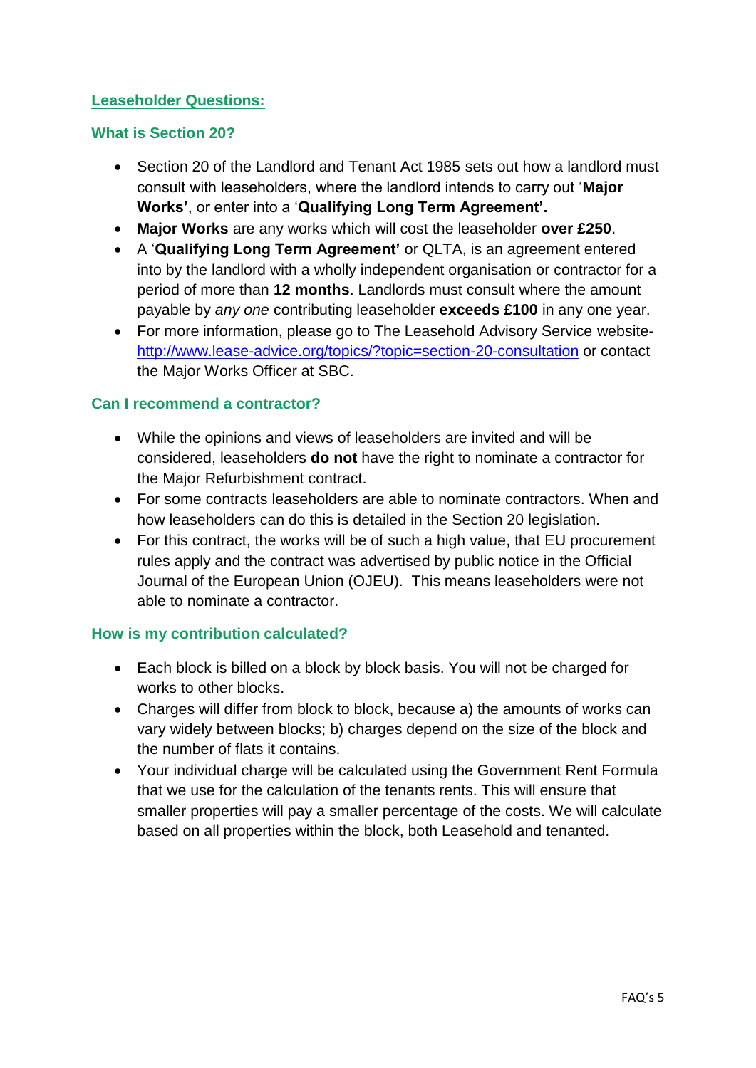## Leaseholder Questions:

### What is Section 20?

- Section 20 of the Landlord and Tenant Act 1985 sets out how a landlord must consult with leaseholders, where the landlord intends to carry out '**Major Works'**, or enter into a '**Qualifying Long Term Agreement'.**
- **Major Works** are any works which will cost the leaseholder **over £250**.
- A '**Qualifying Long Term Agreement'** or QLTA, is an agreement entered into by the landlord with a wholly independent organisation or contractor for a period of more than **12 months**. Landlords must consult where the amount payable by *any one* contributing leaseholder **exceeds £100** in any one year.
- For more information, please go to The Leasehold Advisory Service website- http://www.lease-advice.org/topics/?topic=section-20-consultation or contact the Major Works Officer at SBC.

### Can I recommend a contractor?

- While the opinions and views of leaseholders are invited and will be considered, leaseholders **do not** have the right to nominate a contractor for the Major Refurbishment contract.
- For some contracts leaseholders are able to nominate contractors. When and how leaseholders can do this is detailed in the Section 20 legislation.
- For this contract, the works will be of such a high value, that EU procurement rules apply and the contract was advertised by public notice in the Official Journal of the European Union (OJEU). This means leaseholders were not able to nominate a contractor.

### How is my contribution calculated?

- Each block is billed on a block by block basis. You will not be charged for works to other blocks.
- Charges will differ from block to block, because a) the amounts of works can vary widely between blocks; b) charges depend on the size of the block and the number of flats it contains.
- Your individual charge will be calculated using the Government Rent Formula that we use for the calculation of the tenants rents. This will ensure that smaller properties will pay a smaller percentage of the costs. We will calculate based on all properties within the block, both Leasehold and tenanted.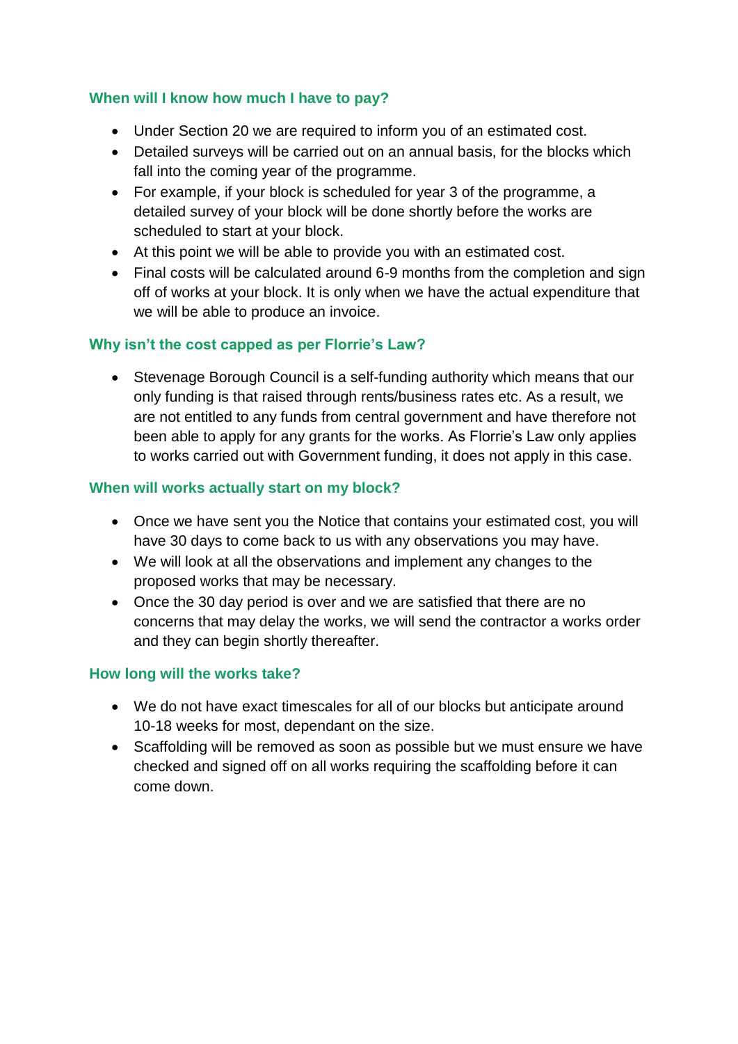### When will I know how much I have to pay?

- Under Section 20 we are required to inform you of an estimated cost.
- Detailed surveys will be carried out on an annual basis, for the blocks which fall into the coming year of the programme.
- For example, if your block is scheduled for year 3 of the programme, a detailed survey of your block will be done shortly before the works are scheduled to start at your block.
- At this point we will be able to provide you with an estimated cost.
- Final costs will be calculated around 6-9 months from the completion and sign off of works at your block. It is only when we have the actual expenditure that we will be able to produce an invoice.

### Why isn't the cost capped as per Florrie's Law?

- Stevenage Borough Council is a self-funding authority which means that our only funding is that raised through rents/business rates etc. As a result, we are not entitled to any funds from central government and have therefore not been able to apply for any grants for the works. As Florrie's Law only applies to works carried out with Government funding, it does not apply in this case.

### When will works actually start on my block?

- Once we have sent you the Notice that contains your estimated cost, you will have 30 days to come back to us with any observations you may have.
- We will look at all the observations and implement any changes to the proposed works that may be necessary.
- Once the 30 day period is over and we are satisfied that there are no concerns that may delay the works, we will send the contractor a works order and they can begin shortly thereafter.

### How long will the works take?

- We do not have exact timescales for all of our blocks but anticipate around 10-18 weeks for most, dependant on the size.
- Scaffolding will be removed as soon as possible but we must ensure we have checked and signed off on all works requiring the scaffolding before it can come down.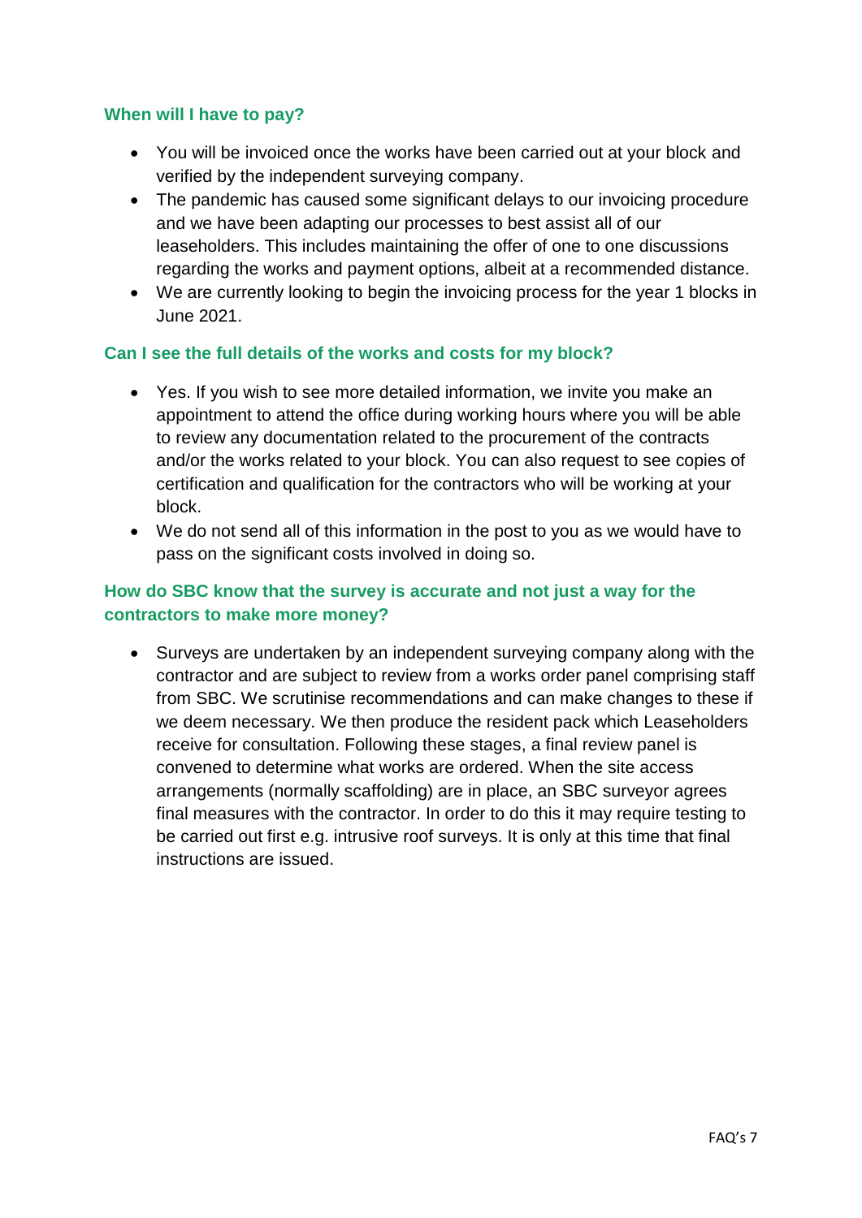### When will I have to pay?

- You will be invoiced once the works have been carried out at your block and verified by the independent surveying company.
- The pandemic has caused some significant delays to our invoicing procedure and we have been adapting our processes to best assist all of our leaseholders. This includes maintaining the offer of one to one discussions regarding the works and payment options, albeit at a recommended distance.
- We are currently looking to begin the invoicing process for the year 1 blocks in June 2021.

### Can I see the full details of the works and costs for my block?

- Yes. If you wish to see more detailed information, we invite you make an appointment to attend the office during working hours where you will be able to review any documentation related to the procurement of the contracts and/or the works related to your block. You can also request to see copies of certification and qualification for the contractors who will be working at your block.
- We do not send all of this information in the post to you as we would have to pass on the significant costs involved in doing so.

### How do SBC know that the survey is accurate and not just a way for the contractors to make more money?

- Surveys are undertaken by an independent surveying company along with the contractor and are subject to review from a works order panel comprising staff from SBC. We scrutinise recommendations and can make changes to these if we deem necessary. We then produce the resident pack which Leaseholders receive for consultation. Following these stages, a final review panel is convened to determine what works are ordered. When the site access arrangements (normally scaffolding) are in place, an SBC surveyor agrees final measures with the contractor. In order to do this it may require testing to be carried out first e.g. intrusive roof surveys. It is only at this time that final instructions are issued.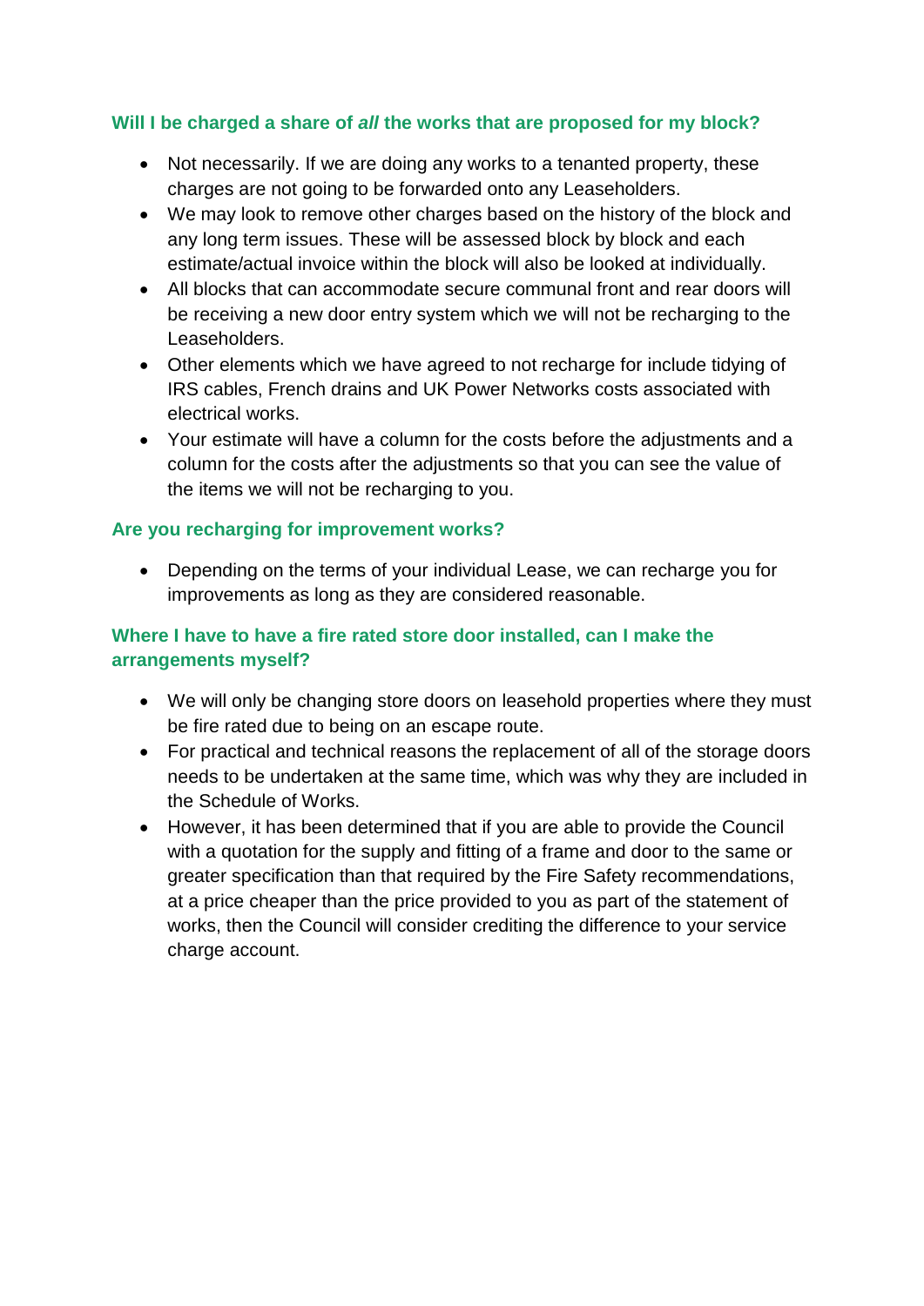### Will I be charged a share of *all* the works that are proposed for my block?

- Not necessarily. If we are doing any works to a tenanted property, these charges are not going to be forwarded onto any Leaseholders.
- We may look to remove other charges based on the history of the block and any long term issues. These will be assessed block by block and each estimate/actual invoice within the block will also be looked at individually.
- All blocks that can accommodate secure communal front and rear doors will be receiving a new door entry system which we will not be recharging to the Leaseholders.
- Other elements which we have agreed to not recharge for include tidying of IRS cables, French drains and UK Power Networks costs associated with electrical works.
- Your estimate will have a column for the costs before the adjustments and a column for the costs after the adjustments so that you can see the value of the items we will not be recharging to you.

### Are you recharging for improvement works?

- Depending on the terms of your individual Lease, we can recharge you for improvements as long as they are considered reasonable.

### Where I have to have a fire rated store door installed, can I make the arrangements myself?

- We will only be changing store doors on leasehold properties where they must be fire rated due to being on an escape route.
- For practical and technical reasons the replacement of all of the storage doors needs to be undertaken at the same time, which was why they are included in the Schedule of Works.
- However, it has been determined that if you are able to provide the Council with a quotation for the supply and fitting of a frame and door to the same or greater specification than that required by the Fire Safety recommendations, at a price cheaper than the price provided to you as part of the statement of works, then the Council will consider crediting the difference to your service charge account.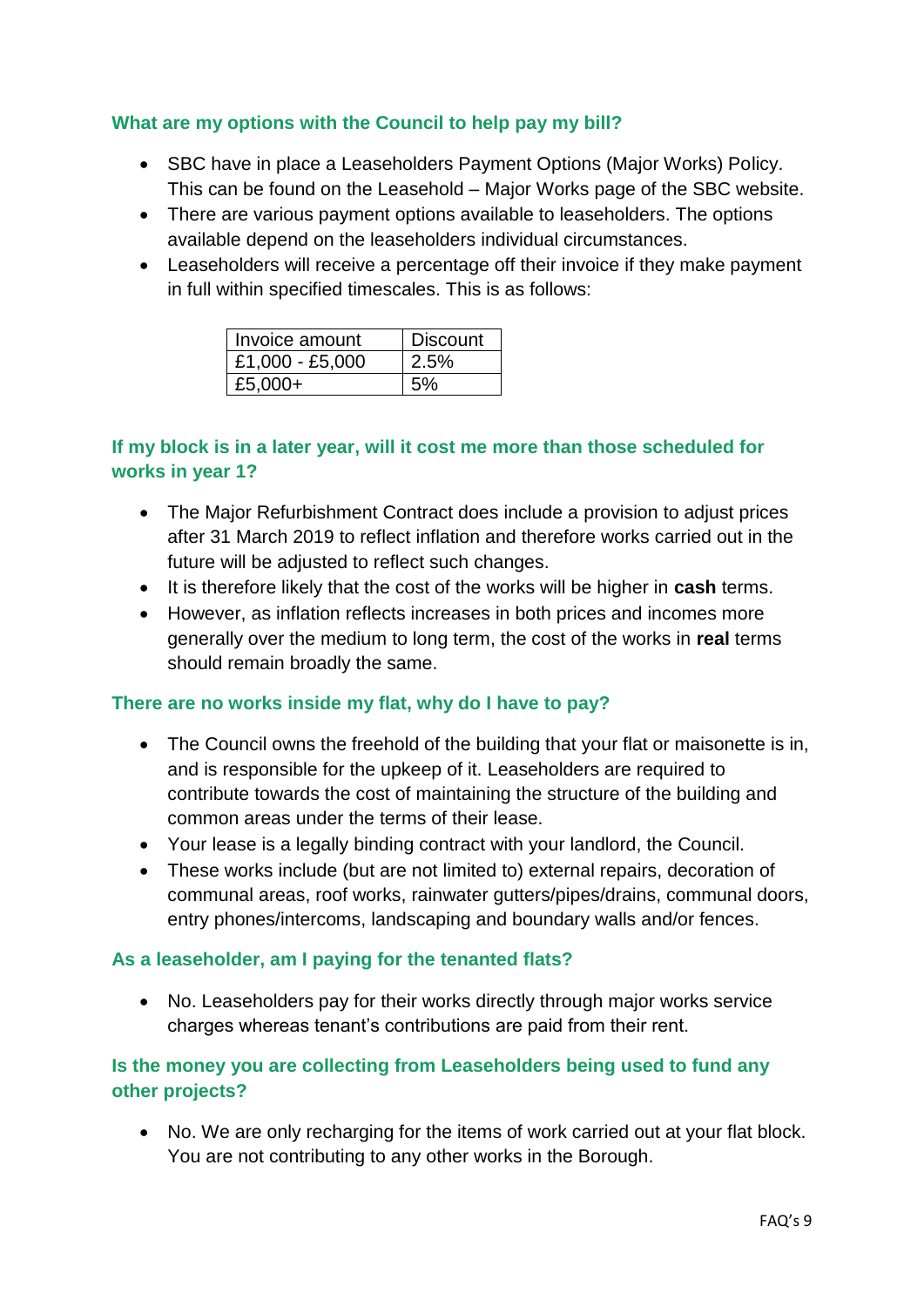### What are my options with the Council to help pay my bill?

- SBC have in place a Leaseholders Payment Options (Major Works) Policy. This can be found on the Leasehold – Major Works page of the SBC website.
- There are various payment options available to leaseholders. The options available depend on the leaseholders individual circumstances.
- Leaseholders will receive a percentage off their invoice if they make payment in full within specified timescales. This is as follows:

| Invoice amount | Discount |
| --- | --- |
| £1,000 - £5,000 | 2.5% |
| £5,000+ | 5% |

### If my block is in a later year, will it cost me more than those scheduled for works in year 1?

- The Major Refurbishment Contract does include a provision to adjust prices after 31 March 2019 to reflect inflation and therefore works carried out in the future will be adjusted to reflect such changes.
- It is therefore likely that the cost of the works will be higher in **cash** terms.
- However, as inflation reflects increases in both prices and incomes more generally over the medium to long term, the cost of the works in **real** terms should remain broadly the same.

### There are no works inside my flat, why do I have to pay?

- The Council owns the freehold of the building that your flat or maisonette is in, and is responsible for the upkeep of it. Leaseholders are required to contribute towards the cost of maintaining the structure of the building and common areas under the terms of their lease.
- Your lease is a legally binding contract with your landlord, the Council.
- These works include (but are not limited to) external repairs, decoration of communal areas, roof works, rainwater gutters/pipes/drains, communal doors, entry phones/intercoms, landscaping and boundary walls and/or fences.

### As a leaseholder, am I paying for the tenanted flats?

- No. Leaseholders pay for their works directly through major works service charges whereas tenant's contributions are paid from their rent.

### Is the money you are collecting from Leaseholders being used to fund any other projects?

- No. We are only recharging for the items of work carried out at your flat block. You are not contributing to any other works in the Borough.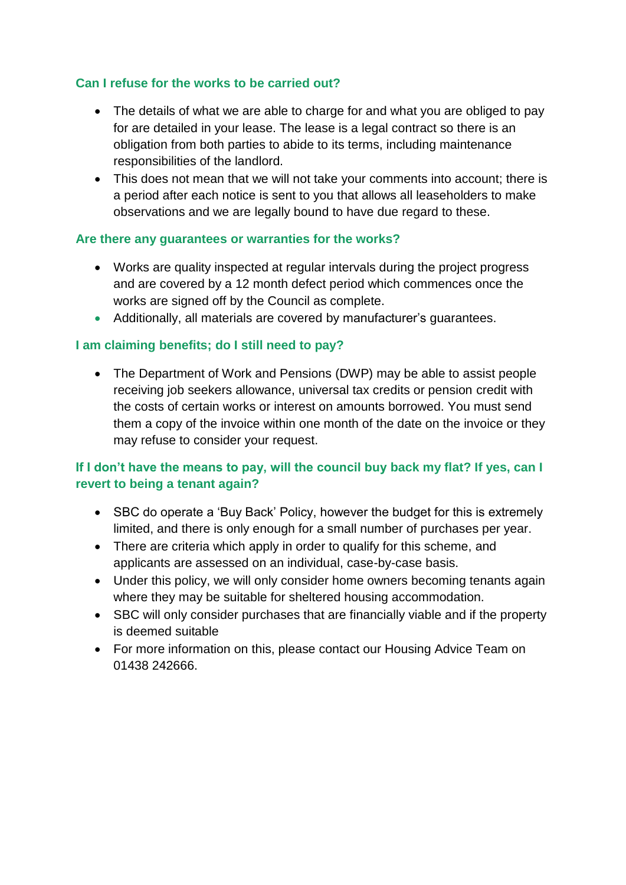### Can I refuse for the works to be carried out?

- The details of what we are able to charge for and what you are obliged to pay for are detailed in your lease. The lease is a legal contract so there is an obligation from both parties to abide to its terms, including maintenance responsibilities of the landlord.
- This does not mean that we will not take your comments into account; there is a period after each notice is sent to you that allows all leaseholders to make observations and we are legally bound to have due regard to these.

### Are there any guarantees or warranties for the works?

- Works are quality inspected at regular intervals during the project progress and are covered by a 12 month defect period which commences once the works are signed off by the Council as complete.
- Additionally, all materials are covered by manufacturer's guarantees.

### I am claiming benefits; do I still need to pay?

- The Department of Work and Pensions (DWP) may be able to assist people receiving job seekers allowance, universal tax credits or pension credit with the costs of certain works or interest on amounts borrowed. You must send them a copy of the invoice within one month of the date on the invoice or they may refuse to consider your request.

### If I don't have the means to pay, will the council buy back my flat? If yes, can I revert to being a tenant again?

- SBC do operate a 'Buy Back' Policy, however the budget for this is extremely limited, and there is only enough for a small number of purchases per year.
- There are criteria which apply in order to qualify for this scheme, and applicants are assessed on an individual, case-by-case basis.
- Under this policy, we will only consider home owners becoming tenants again where they may be suitable for sheltered housing accommodation.
- SBC will only consider purchases that are financially viable and if the property is deemed suitable
- For more information on this, please contact our Housing Advice Team on 01438 242666.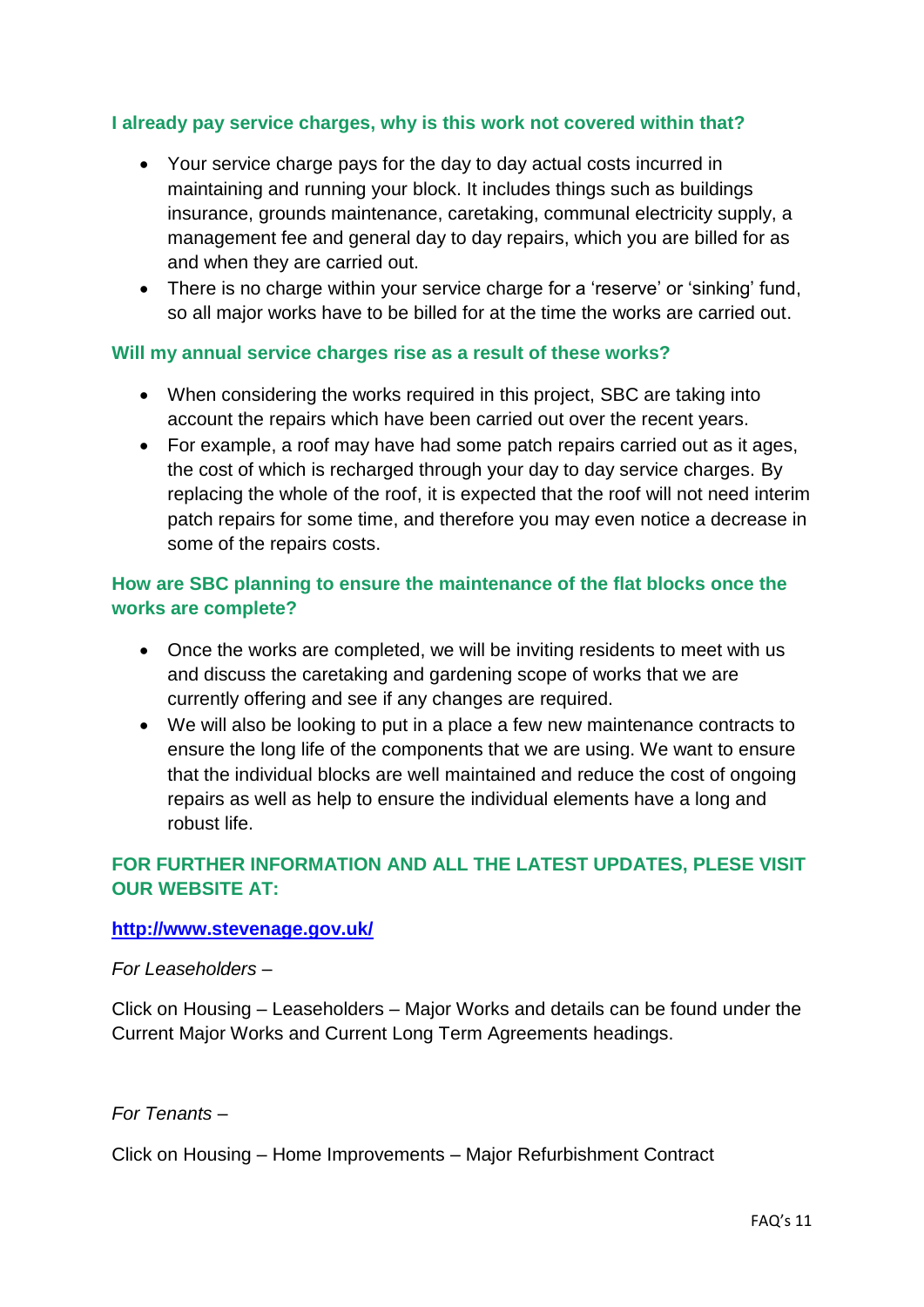### I already pay service charges, why is this work not covered within that?

- Your service charge pays for the day to day actual costs incurred in maintaining and running your block. It includes things such as buildings insurance, grounds maintenance, caretaking, communal electricity supply, a management fee and general day to day repairs, which you are billed for as and when they are carried out.
- There is no charge within your service charge for a 'reserve' or 'sinking' fund, so all major works have to be billed for at the time the works are carried out.

### Will my annual service charges rise as a result of these works?

- When considering the works required in this project, SBC are taking into account the repairs which have been carried out over the recent years.
- For example, a roof may have had some patch repairs carried out as it ages, the cost of which is recharged through your day to day service charges. By replacing the whole of the roof, it is expected that the roof will not need interim patch repairs for some time, and therefore you may even notice a decrease in some of the repairs costs.

### How are SBC planning to ensure the maintenance of the flat blocks once the works are complete?

- Once the works are completed, we will be inviting residents to meet with us and discuss the caretaking and gardening scope of works that we are currently offering and see if any changes are required.
- We will also be looking to put in a place a few new maintenance contracts to ensure the long life of the components that we are using. We want to ensure that the individual blocks are well maintained and reduce the cost of ongoing repairs as well as help to ensure the individual elements have a long and robust life.

### FOR FURTHER INFORMATION AND ALL THE LATEST UPDATES, PLESE VISIT OUR WEBSITE AT:

**http://www.stevenage.gov.uk/**

*For Leaseholders –*

Click on Housing – Leaseholders – Major Works and details can be found under the Current Major Works and Current Long Term Agreements headings.

*For Tenants –*

Click on Housing – Home Improvements – Major Refurbishment Contract